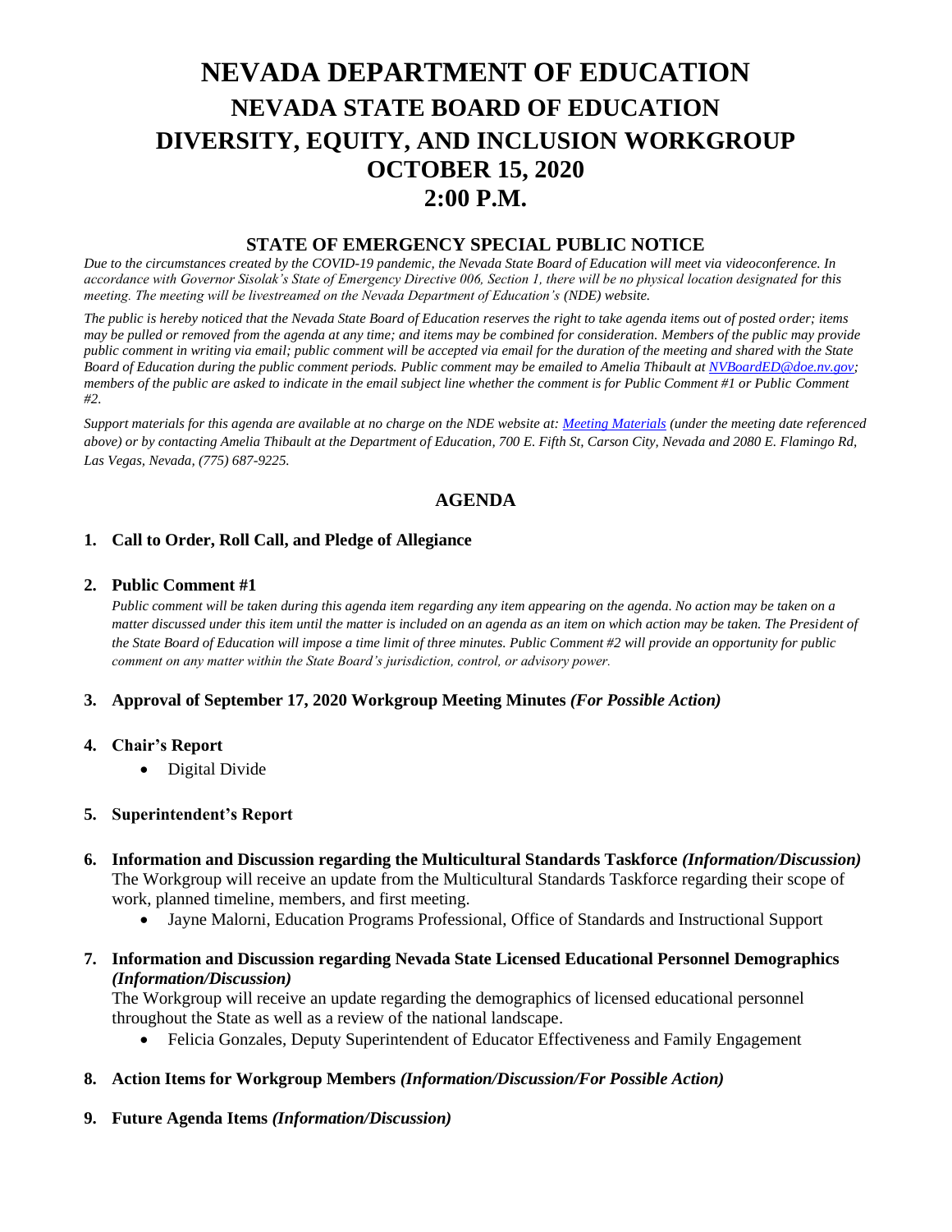# NEVADA DEPARTMENT OF EDUCATION
## NEVADA STATE BOARD OF EDUCATION
## DIVERSITY, EQUITY, AND INCLUSION WORKGROUP
## OCTOBER 15, 2020
## 2:00 P.M.

### STATE OF EMERGENCY SPECIAL PUBLIC NOTICE

*Due to the circumstances created by the COVID-19 pandemic, the Nevada State Board of Education will meet via videoconference. In accordance with Governor Sisolak's State of Emergency Directive 006, Section 1, there will be no physical location designated for this meeting. The meeting will be livestreamed on the Nevada Department of Education's (NDE) website.*

*The public is hereby noticed that the Nevada State Board of Education reserves the right to take agenda items out of posted order; items may be pulled or removed from the agenda at any time; and items may be combined for consideration. Members of the public may provide public comment in writing via email; public comment will be accepted via email for the duration of the meeting and shared with the State Board of Education during the public comment periods. Public comment may be emailed to Amelia Thibault at NVBoardED@doe.nv.gov; members of the public are asked to indicate in the email subject line whether the comment is for Public Comment #1 or Public Comment #2.*

*Support materials for this agenda are available at no charge on the NDE website at: Meeting Materials (under the meeting date referenced above) or by contacting Amelia Thibault at the Department of Education, 700 E. Fifth St, Carson City, Nevada and 2080 E. Flamingo Rd, Las Vegas, Nevada, (775) 687-9225.*

### AGENDA

1. **Call to Order, Roll Call, and Pledge of Allegiance**

2. **Public Comment #1**
   *Public comment will be taken during this agenda item regarding any item appearing on the agenda. No action may be taken on a matter discussed under this item until the matter is included on an agenda as an item on which action may be taken. The President of the State Board of Education will impose a time limit of three minutes. Public Comment #2 will provide an opportunity for public comment on any matter within the State Board's jurisdiction, control, or advisory power.*

3. **Approval of September 17, 2020 Workgroup Meeting Minutes *(For Possible Action)***

4. **Chair's Report**
   - Digital Divide

5. **Superintendent's Report**

6. **Information and Discussion regarding the Multicultural Standards Taskforce *(Information/Discussion)***
   The Workgroup will receive an update from the Multicultural Standards Taskforce regarding their scope of work, planned timeline, members, and first meeting.
   - Jayne Malorni, Education Programs Professional, Office of Standards and Instructional Support

7. **Information and Discussion regarding Nevada State Licensed Educational Personnel Demographics *(Information/Discussion)***
   The Workgroup will receive an update regarding the demographics of licensed educational personnel throughout the State as well as a review of the national landscape.
   - Felicia Gonzales, Deputy Superintendent of Educator Effectiveness and Family Engagement

8. **Action Items for Workgroup Members *(Information/Discussion/For Possible Action)***

9. **Future Agenda Items *(Information/Discussion)***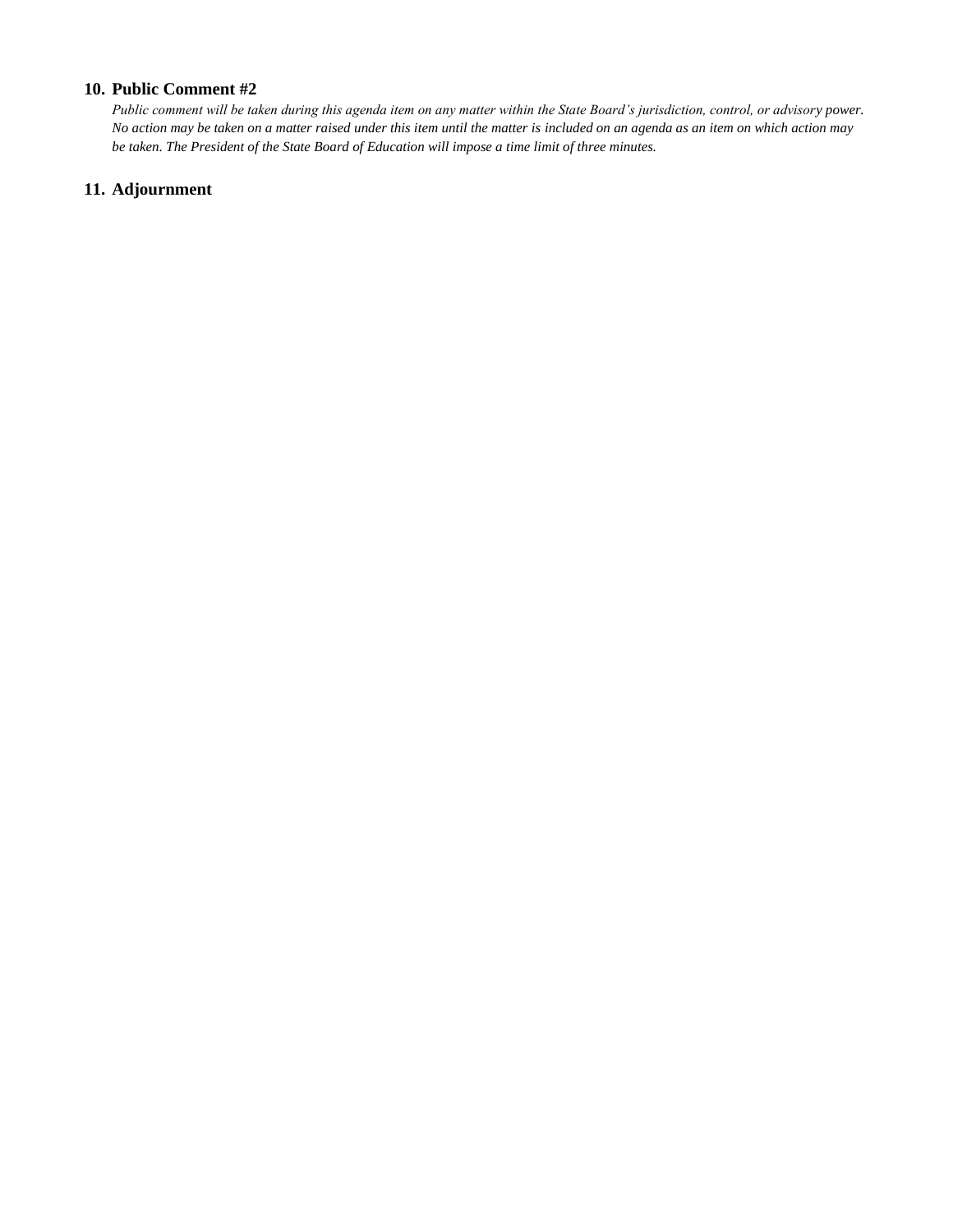### 10. Public Comment #2

*Public comment will be taken during this agenda item on any matter within the State Board's jurisdiction, control, or advisory power. No action may be taken on a matter raised under this item until the matter is included on an agenda as an item on which action may be taken. The President of the State Board of Education will impose a time limit of three minutes.*

### 11. Adjournment